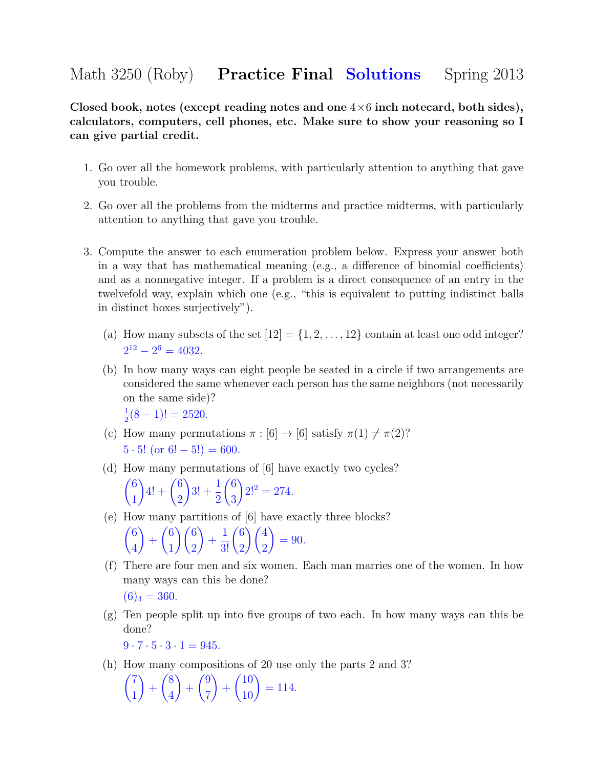# Math 3250 (Roby) **Practice Final** Solutions Spring 2013

**Closed book, notes (except reading notes and one $4 \times 6$ inch notecard, both sides), calculators, computers, cell phones, etc. Make sure to show your reasoning so I can give partial credit.**

1. Go over all the homework problems, with particularly attention to anything that gave you trouble.

2. Go over all the problems from the midterms and practice midterms, with particularly attention to anything that gave you trouble.

3. Compute the answer to each enumeration problem below. Express your answer both in a way that has mathematical meaning (e.g., a difference of binomial coefficients) and as a nonnegative integer. If a problem is a direct consequence of an entry in the twelvefold way, explain which one (e.g., "this is equivalent to putting indistinct balls in distinct boxes surjectively").

   (a) How many subsets of the set $[12] = \{1, 2, \ldots, 12\}$ contain at least one odd integer?
   $2^{12} - 2^{6} = 4032.$

   (b) In how many ways can eight people be seated in a circle if two arrangements are considered the same whenever each person has the same neighbors (not necessarily on the same side)?
   $\frac{1}{2}(8-1)! = 2520.$

   (c) How many permutations $\pi : [6] \to [6]$ satisfy $\pi(1) \neq \pi(2)$?
   $5 \cdot 5!$ (or $6! - 5!$) $= 600.$

   (d) How many permutations of $[6]$ have exactly two cycles?
   $\binom{6}{1}4! + \binom{6}{2}3! + \frac{1}{2}\binom{6}{3}2!^2 = 274.$

   (e) How many partitions of $[6]$ have exactly three blocks?
   $\binom{6}{4} + \binom{6}{1}\binom{6}{2} + \frac{1}{3!}\binom{6}{2}\binom{4}{2} = 90.$

   (f) There are four men and six women. Each man marries one of the women. In how many ways can this be done?
   $(6)_4 = 360.$

   (g) Ten people split up into five groups of two each. In how many ways can this be done?
   $9 \cdot 7 \cdot 5 \cdot 3 \cdot 1 = 945.$

   (h) How many compositions of 20 use only the parts 2 and 3?
   $\binom{7}{1} + \binom{8}{4} + \binom{9}{7} + \binom{10}{10} = 114.$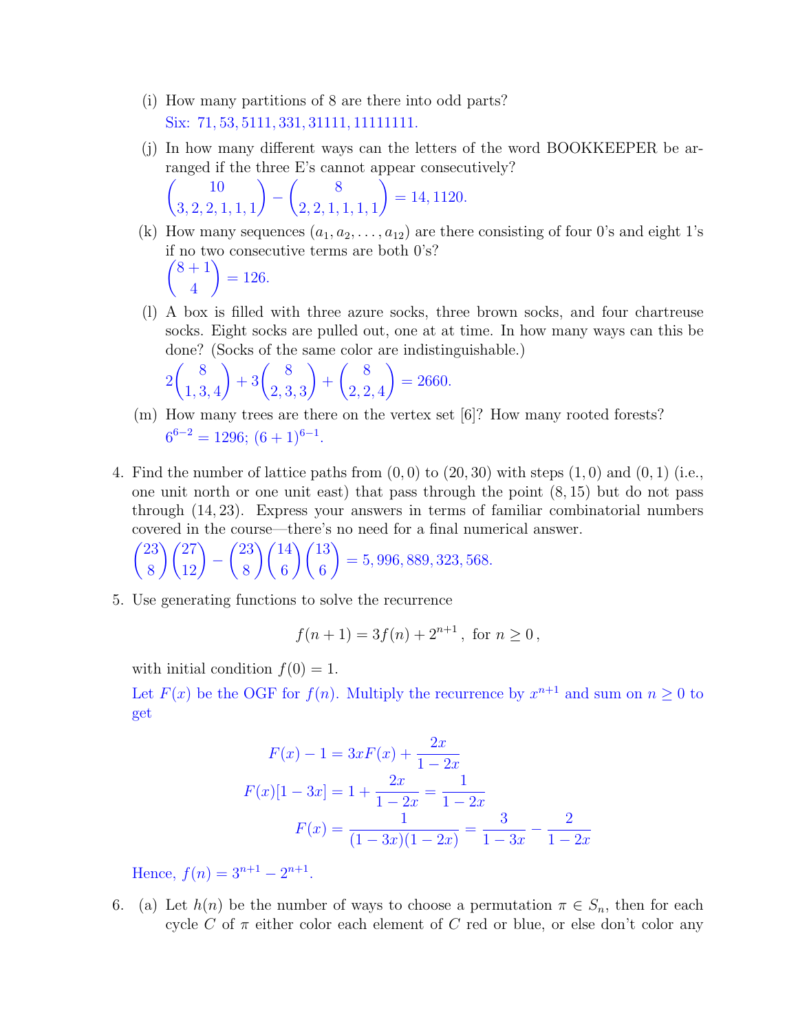(i) How many partitions of 8 are there into odd parts?

Six: $71, 53, 5111, 331, 31111, 11111111$.

(j) In how many different ways can the letters of the word BOOKKEEPER be arranged if the three E's cannot appear consecutively?

$\binom{10}{3,2,2,1,1,1} - \binom{8}{2,2,1,1,1,1} = 14,1120.$

(k) How many sequences $(a_1, a_2, \ldots, a_{12})$ are there consisting of four 0's and eight 1's if no two consecutive terms are both 0's?

$\binom{8+1}{4} = 126.$

(l) A box is filled with three azure socks, three brown socks, and four chartreuse socks. Eight socks are pulled out, one at at time. In how many ways can this be done? (Socks of the same color are indistinguishable.)

$2\binom{8}{1,3,4} + 3\binom{8}{2,3,3} + \binom{8}{2,2,4} = 2660.$

(m) How many trees are there on the vertex set $[6]$? How many rooted forests?

$6^{6-2} = 1296$; $(6+1)^{6-1}$.

4. Find the number of lattice paths from $(0,0)$ to $(20,30)$ with steps $(1,0)$ and $(0,1)$ (i.e., one unit north or one unit east) that pass through the point $(8,15)$ but do not pass through $(14,23)$. Express your answers in terms of familiar combinatorial numbers covered in the course—there's no need for a final numerical answer.

$\binom{23}{8}\binom{27}{12} - \binom{23}{8}\binom{14}{6}\binom{13}{6} = 5,996,889,323,568.$

5. Use generating functions to solve the recurrence

$$f(n+1) = 3f(n) + 2^{n+1}, \text{ for } n \geq 0,$$

with initial condition $f(0) = 1$.

Let $F(x)$ be the OGF for $f(n)$. Multiply the recurrence by $x^{n+1}$ and sum on $n \geq 0$ to get

$$F(x) - 1 = 3xF(x) + \frac{2x}{1-2x}$$

$$F(x)[1-3x] = 1 + \frac{2x}{1-2x} = \frac{1}{1-2x}$$

$$F(x) = \frac{1}{(1-3x)(1-2x)} = \frac{3}{1-3x} - \frac{2}{1-2x}$$

Hence, $f(n) = 3^{n+1} - 2^{n+1}$.

6. (a) Let $h(n)$ be the number of ways to choose a permutation $\pi \in S_n$, then for each cycle $C$ of $\pi$ either color each element of $C$ red or blue, or else don't color any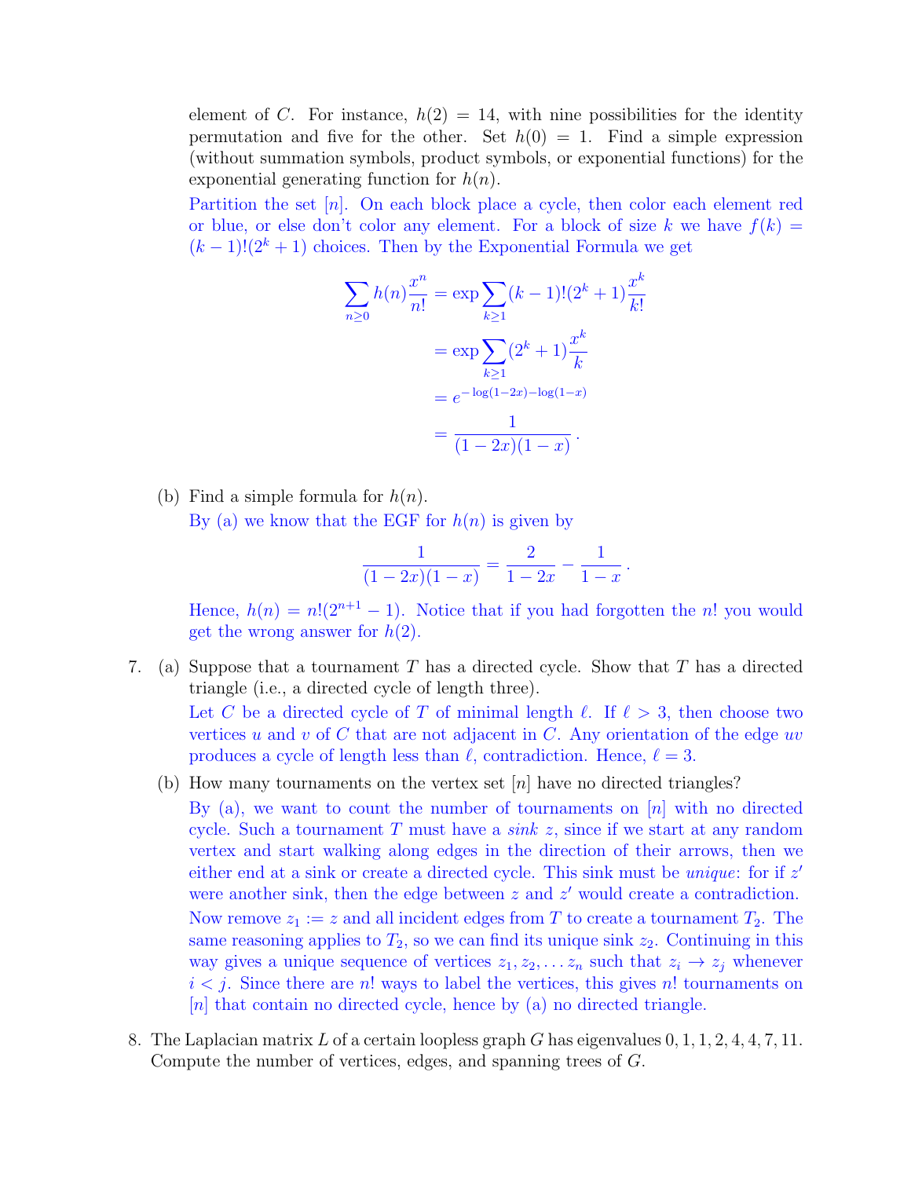element of $C$. For instance, $h(2) = 14$, with nine possibilities for the identity permutation and five for the other. Set $h(0) = 1$. Find a simple expression (without summation symbols, product symbols, or exponential functions) for the exponential generating function for $h(n)$.

Partition the set $[n]$. On each block place a cycle, then color each element red or blue, or else don't color any element. For a block of size $k$ we have $f(k) = (k-1)!(2^k+1)$ choices. Then by the Exponential Formula we get

$$
\begin{aligned}
\sum_{n\geq 0} h(n)\frac{x^n}{n!} &= \exp \sum_{k\geq 1} (k-1)!(2^k+1)\frac{x^k}{k!} \\
&= \exp \sum_{k\geq 1} (2^k+1)\frac{x^k}{k} \\
&= e^{-\log(1-2x)-\log(1-x)} \\
&= \frac{1}{(1-2x)(1-x)}\,.
\end{aligned}
$$

(b) Find a simple formula for $h(n)$.

By (a) we know that the EGF for $h(n)$ is given by

$$
\frac{1}{(1-2x)(1-x)} = \frac{2}{1-2x} - \frac{1}{1-x}\,.
$$

Hence, $h(n) = n!(2^{n+1}-1)$. Notice that if you had forgotten the $n!$ you would get the wrong answer for $h(2)$.

7. (a) Suppose that a tournament $T$ has a directed cycle. Show that $T$ has a directed triangle (i.e., a directed cycle of length three).

Let $C$ be a directed cycle of $T$ of minimal length $\ell$. If $\ell > 3$, then choose two vertices $u$ and $v$ of $C$ that are not adjacent in $C$. Any orientation of the edge $uv$ produces a cycle of length less than $\ell$, contradiction. Hence, $\ell = 3$.

(b) How many tournaments on the vertex set $[n]$ have no directed triangles?

By (a), we want to count the number of tournaments on $[n]$ with no directed cycle. Such a tournament $T$ must have a *sink* $z$, since if we start at any random vertex and start walking along edges in the direction of their arrows, then we either end at a sink or create a directed cycle. This sink must be *unique*: for if $z'$ were another sink, then the edge between $z$ and $z'$ would create a contradiction. Now remove $z_1 := z$ and all incident edges from $T$ to create a tournament $T_2$. The same reasoning applies to $T_2$, so we can find its unique sink $z_2$. Continuing in this way gives a unique sequence of vertices $z_1, z_2, \ldots z_n$ such that $z_i \to z_j$ whenever $i < j$. Since there are $n!$ ways to label the vertices, this gives $n!$ tournaments on $[n]$ that contain no directed cycle, hence by (a) no directed triangle.

8. The Laplacian matrix $L$ of a certain loopless graph $G$ has eigenvalues $0, 1, 1, 2, 4, 4, 7, 11$. Compute the number of vertices, edges, and spanning trees of $G$.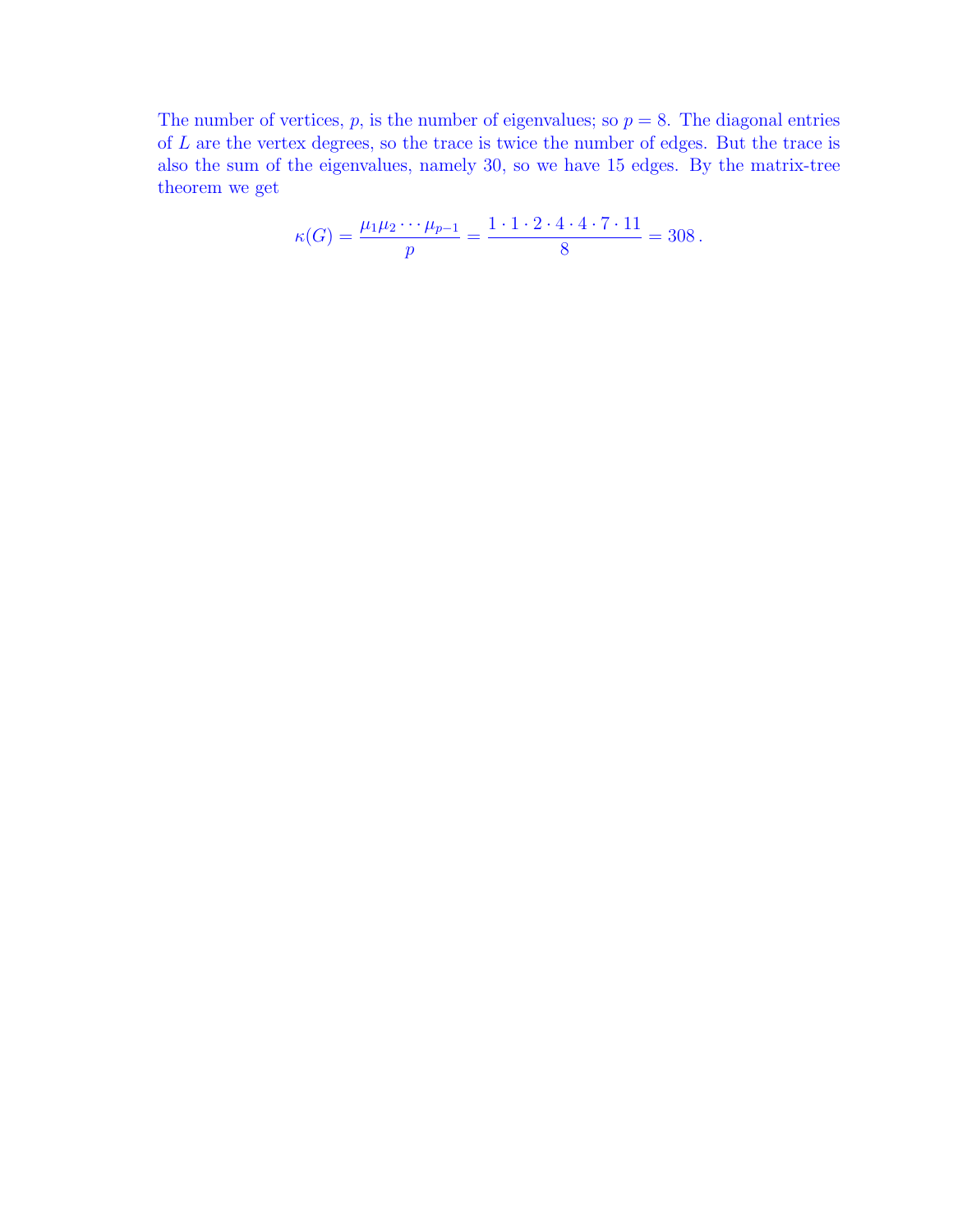The number of vertices, $p$, is the number of eigenvalues; so $p = 8$. The diagonal entries of $L$ are the vertex degrees, so the trace is twice the number of edges. But the trace is also the sum of the eigenvalues, namely 30, so we have 15 edges. By the matrix-tree theorem we get

$$\kappa(G) = \frac{\mu_1 \mu_2 \cdots \mu_{p-1}}{p} = \frac{1 \cdot 1 \cdot 2 \cdot 4 \cdot 4 \cdot 7 \cdot 11}{8} = 308\,.$$